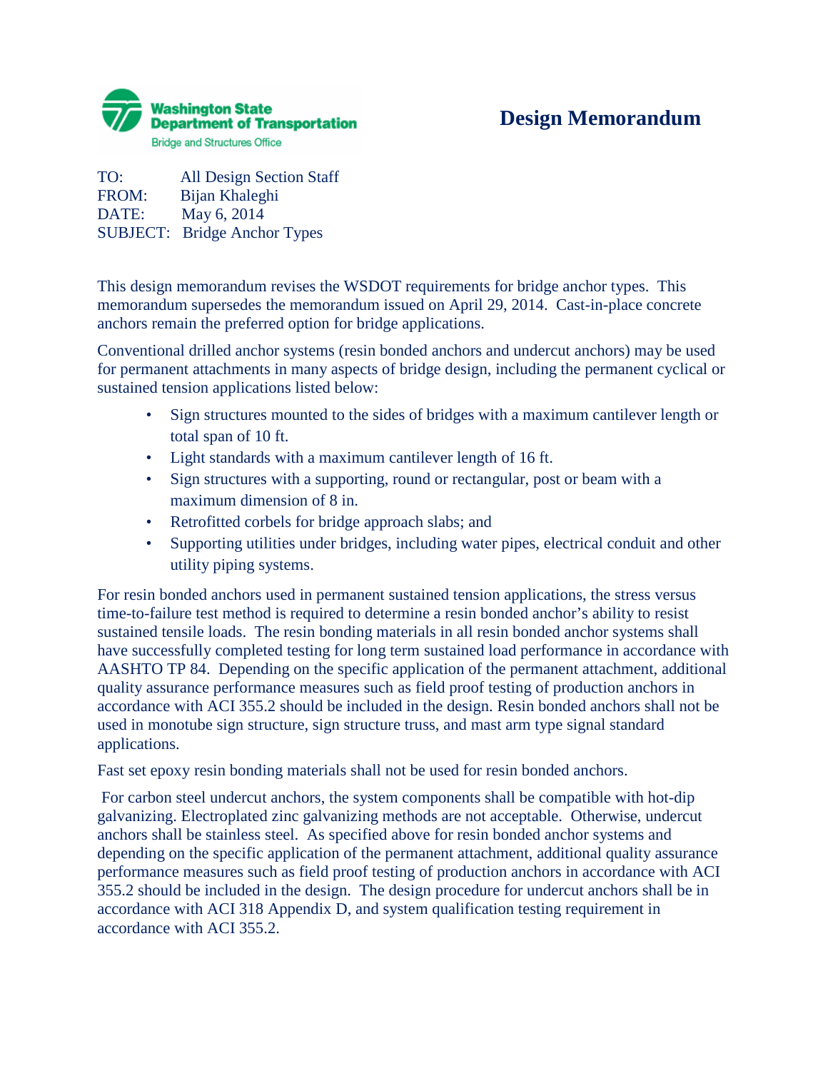Washington State Department of Transportation
Bridge and Structures Office

# Design Memorandum

TO: All Design Section Staff
FROM: Bijan Khaleghi
DATE: May 6, 2014
SUBJECT: Bridge Anchor Types

This design memorandum revises the WSDOT requirements for bridge anchor types. This memorandum supersedes the memorandum issued on April 29, 2014. Cast-in-place concrete anchors remain the preferred option for bridge applications.

Conventional drilled anchor systems (resin bonded anchors and undercut anchors) may be used for permanent attachments in many aspects of bridge design, including the permanent cyclical or sustained tension applications listed below:

- Sign structures mounted to the sides of bridges with a maximum cantilever length or total span of 10 ft.
- Light standards with a maximum cantilever length of 16 ft.
- Sign structures with a supporting, round or rectangular, post or beam with a maximum dimension of 8 in.
- Retrofitted corbels for bridge approach slabs; and
- Supporting utilities under bridges, including water pipes, electrical conduit and other utility piping systems.

For resin bonded anchors used in permanent sustained tension applications, the stress versus time-to-failure test method is required to determine a resin bonded anchor's ability to resist sustained tensile loads. The resin bonding materials in all resin bonded anchor systems shall have successfully completed testing for long term sustained load performance in accordance with AASHTO TP 84. Depending on the specific application of the permanent attachment, additional quality assurance performance measures such as field proof testing of production anchors in accordance with ACI 355.2 should be included in the design. Resin bonded anchors shall not be used in monotube sign structure, sign structure truss, and mast arm type signal standard applications.

Fast set epoxy resin bonding materials shall not be used for resin bonded anchors.

For carbon steel undercut anchors, the system components shall be compatible with hot-dip galvanizing. Electroplated zinc galvanizing methods are not acceptable. Otherwise, undercut anchors shall be stainless steel. As specified above for resin bonded anchor systems and depending on the specific application of the permanent attachment, additional quality assurance performance measures such as field proof testing of production anchors in accordance with ACI 355.2 should be included in the design. The design procedure for undercut anchors shall be in accordance with ACI 318 Appendix D, and system qualification testing requirement in accordance with ACI 355.2.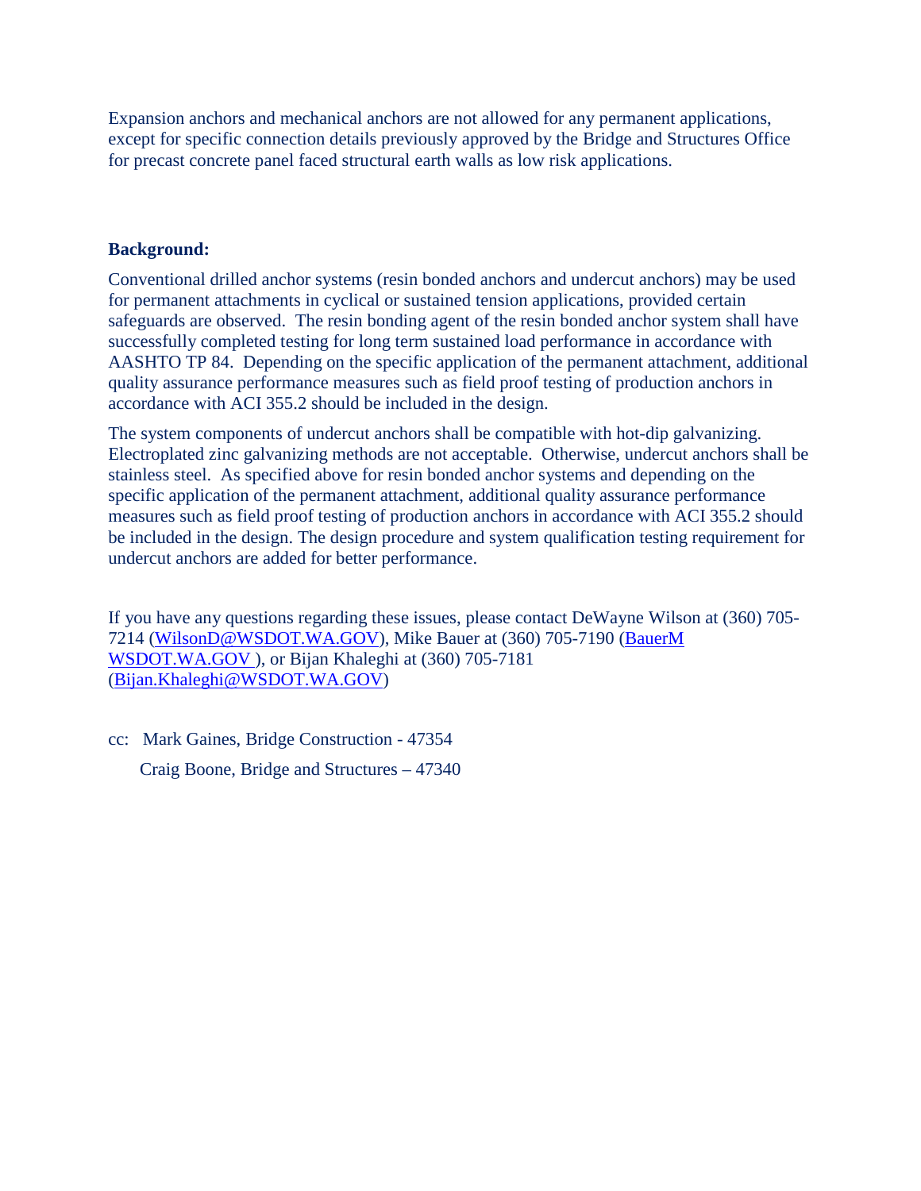Expansion anchors and mechanical anchors are not allowed for any permanent applications, except for specific connection details previously approved by the Bridge and Structures Office for precast concrete panel faced structural earth walls as low risk applications.

**Background:**

Conventional drilled anchor systems (resin bonded anchors and undercut anchors) may be used for permanent attachments in cyclical or sustained tension applications, provided certain safeguards are observed. The resin bonding agent of the resin bonded anchor system shall have successfully completed testing for long term sustained load performance in accordance with AASHTO TP 84. Depending on the specific application of the permanent attachment, additional quality assurance performance measures such as field proof testing of production anchors in accordance with ACI 355.2 should be included in the design.

The system components of undercut anchors shall be compatible with hot-dip galvanizing. Electroplated zinc galvanizing methods are not acceptable. Otherwise, undercut anchors shall be stainless steel. As specified above for resin bonded anchor systems and depending on the specific application of the permanent attachment, additional quality assurance performance measures such as field proof testing of production anchors in accordance with ACI 355.2 should be included in the design. The design procedure and system qualification testing requirement for undercut anchors are added for better performance.

If you have any questions regarding these issues, please contact DeWayne Wilson at (360) 705-7214 (WilsonD@WSDOT.WA.GOV), Mike Bauer at (360) 705-7190 (BauerM WSDOT.WA.GOV ), or Bijan Khaleghi at (360) 705-7181 (Bijan.Khaleghi@WSDOT.WA.GOV)

cc: Mark Gaines, Bridge Construction - 47354

Craig Boone, Bridge and Structures – 47340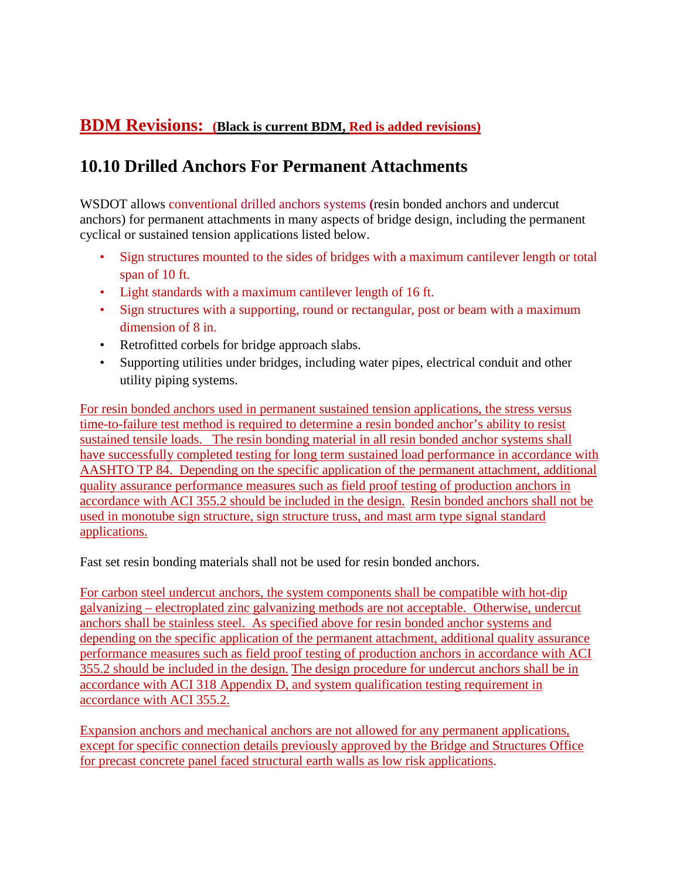## BDM Revisions: (Black is current BDM, Red is added revisions)

## 10.10 Drilled Anchors For Permanent Attachments

WSDOT allows conventional drilled anchors systems (resin bonded anchors and undercut anchors) for permanent attachments in many aspects of bridge design, including the permanent cyclical or sustained tension applications listed below.

- Sign structures mounted to the sides of bridges with a maximum cantilever length or total span of 10 ft.
- Light standards with a maximum cantilever length of 16 ft.
- Sign structures with a supporting, round or rectangular, post or beam with a maximum dimension of 8 in.
- Retrofitted corbels for bridge approach slabs.
- Supporting utilities under bridges, including water pipes, electrical conduit and other utility piping systems.

For resin bonded anchors used in permanent sustained tension applications, the stress versus time-to-failure test method is required to determine a resin bonded anchor's ability to resist sustained tensile loads. The resin bonding material in all resin bonded anchor systems shall have successfully completed testing for long term sustained load performance in accordance with AASHTO TP 84. Depending on the specific application of the permanent attachment, additional quality assurance performance measures such as field proof testing of production anchors in accordance with ACI 355.2 should be included in the design. Resin bonded anchors shall not be used in monotube sign structure, sign structure truss, and mast arm type signal standard applications.

Fast set resin bonding materials shall not be used for resin bonded anchors.

For carbon steel undercut anchors, the system components shall be compatible with hot-dip galvanizing – electroplated zinc galvanizing methods are not acceptable. Otherwise, undercut anchors shall be stainless steel. As specified above for resin bonded anchor systems and depending on the specific application of the permanent attachment, additional quality assurance performance measures such as field proof testing of production anchors in accordance with ACI 355.2 should be included in the design. The design procedure for undercut anchors shall be in accordance with ACI 318 Appendix D, and system qualification testing requirement in accordance with ACI 355.2.

Expansion anchors and mechanical anchors are not allowed for any permanent applications, except for specific connection details previously approved by the Bridge and Structures Office for precast concrete panel faced structural earth walls as low risk applications.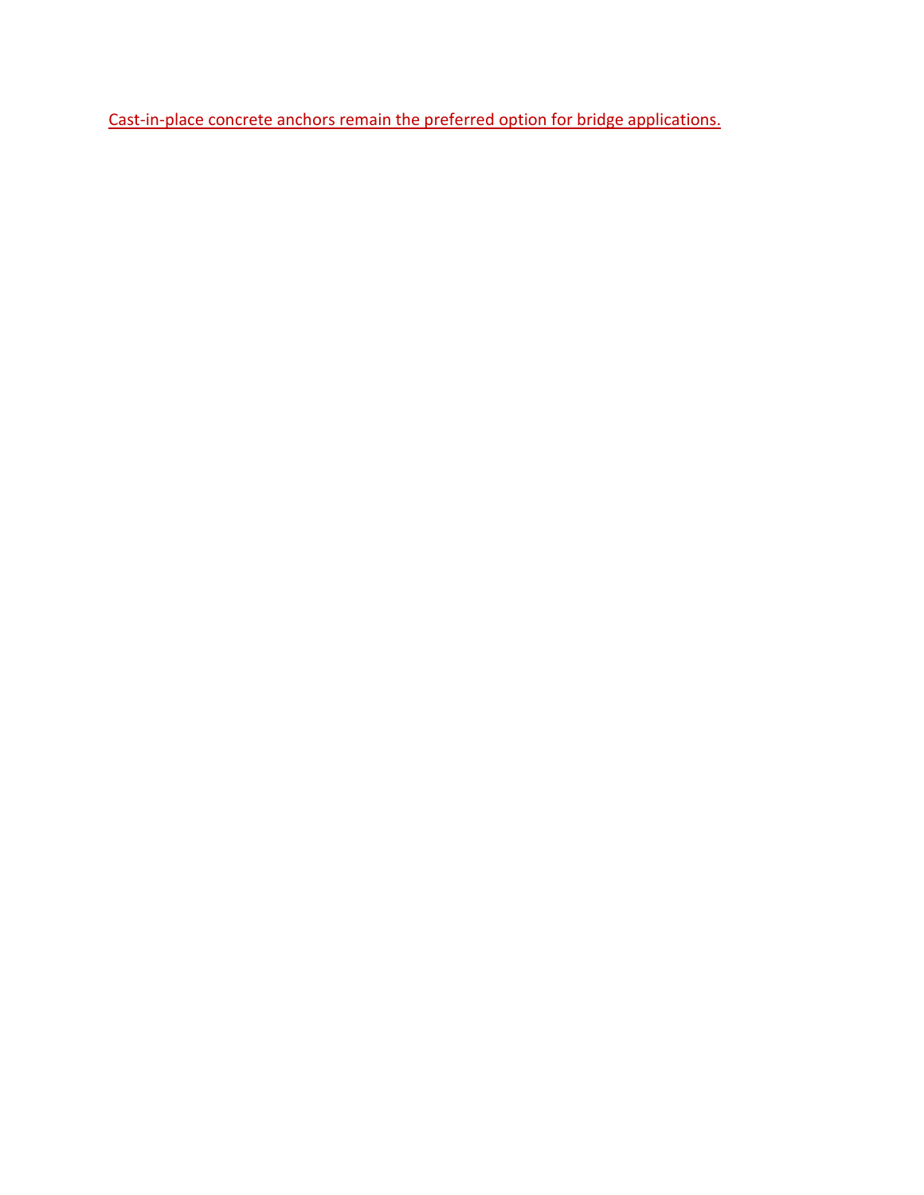Cast-in-place concrete anchors remain the preferred option for bridge applications.